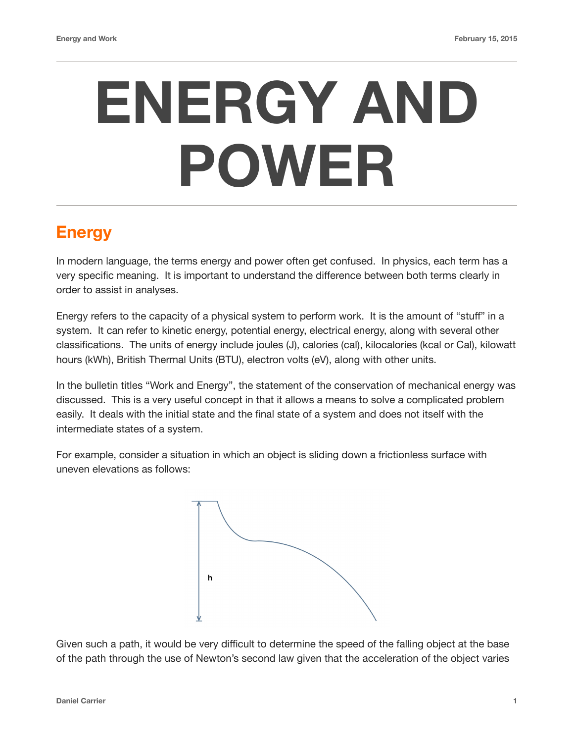# ENERGY AND POWER

## Energy

In modern language, the terms energy and power often get confused. In physics, each term has a very specific meaning. It is important to understand the difference between both terms clearly in order to assist in analyses.

Energy refers to the capacity of a physical system to perform work. It is the amount of "stuff" in a system. It can refer to kinetic energy, potential energy, electrical energy, along with several other classifications. The units of energy include joules (J), calories (cal), kilocalories (kcal or Cal), kilowatt hours (kWh), British Thermal Units (BTU), electron volts (eV), along with other units.

In the bulletin titles "Work and Energy", the statement of the conservation of mechanical energy was discussed. This is a very useful concept in that it allows a means to solve a complicated problem easily. It deals with the initial state and the final state of a system and does not itself with the intermediate states of a system.

For example, consider a situation in which an object is sliding down a frictionless surface with uneven elevations as follows:

h

Given such a path, it would be very difficult to determine the speed of the falling object at the base of the path through the use of Newton's second law given that the acceleration of the object varies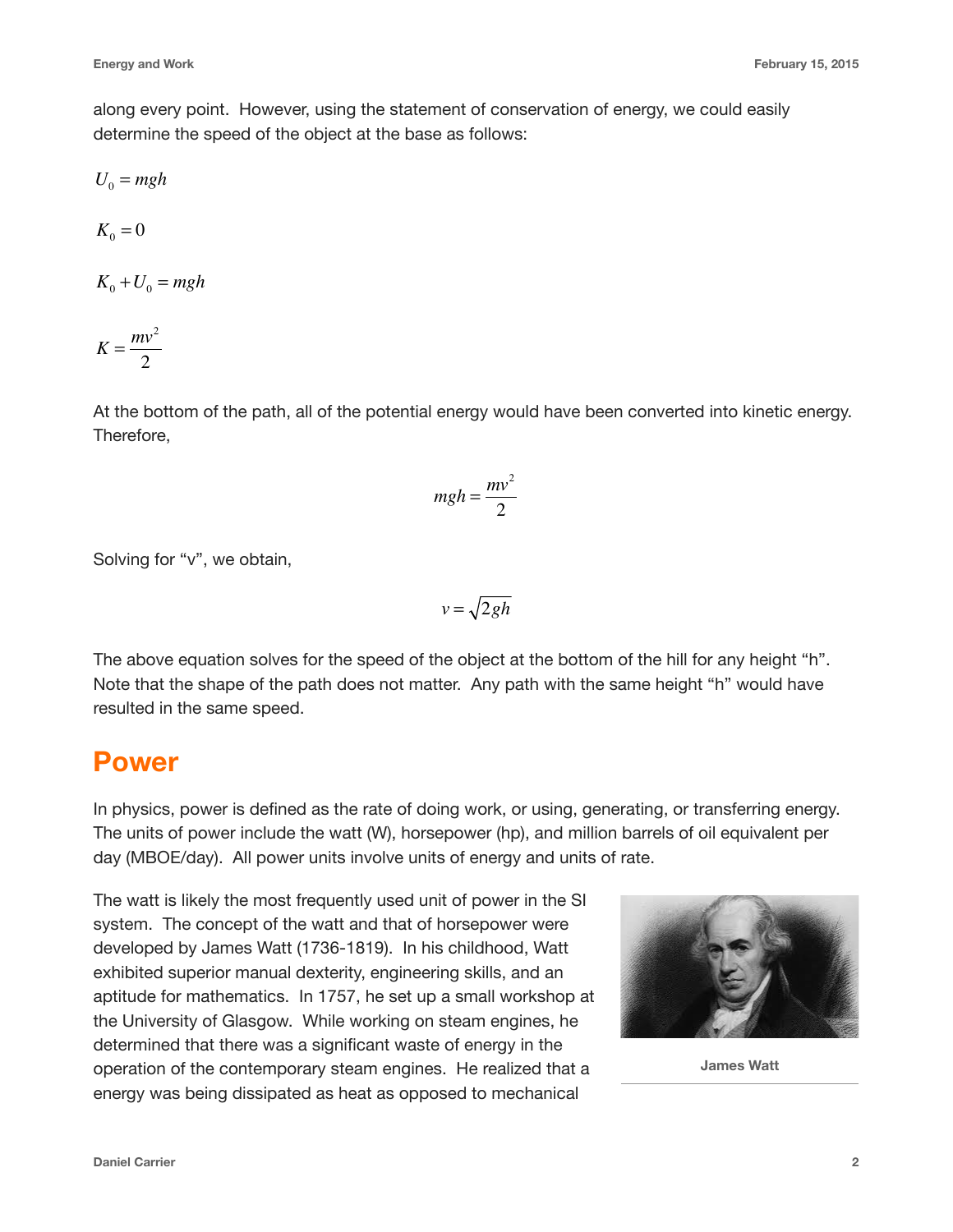along every point. However, using the statement of conservation of energy, we could easily determine the speed of the object at the base as follows:

$U_0 = mgh$

$K_0 = 0$

$K_0 + U_0 = mgh$

$K = \frac{mv^2}{2}$

At the bottom of the path, all of the potential energy would have been converted into kinetic energy. Therefore,

$$mgh = \frac{mv^2}{2}$$

Solving for "v", we obtain,

$$v = \sqrt{2gh}$$

The above equation solves for the speed of the object at the bottom of the hill for any height "h". Note that the shape of the path does not matter. Any path with the same height "h" would have resulted in the same speed.

## Power

In physics, power is defined as the rate of doing work, or using, generating, or transferring energy. The units of power include the watt (W), horsepower (hp), and million barrels of oil equivalent per day (MBOE/day). All power units involve units of energy and units of rate.

The watt is likely the most frequently used unit of power in the SI system. The concept of the watt and that of horsepower were developed by James Watt (1736-1819). In his childhood, Watt exhibited superior manual dexterity, engineering skills, and an aptitude for mathematics. In 1757, he set up a small workshop at the University of Glasgow. While working on steam engines, he determined that there was a significant waste of energy in the operation of the contemporary steam engines. He realized that a energy was being dissipated as heat as opposed to mechanical

James Watt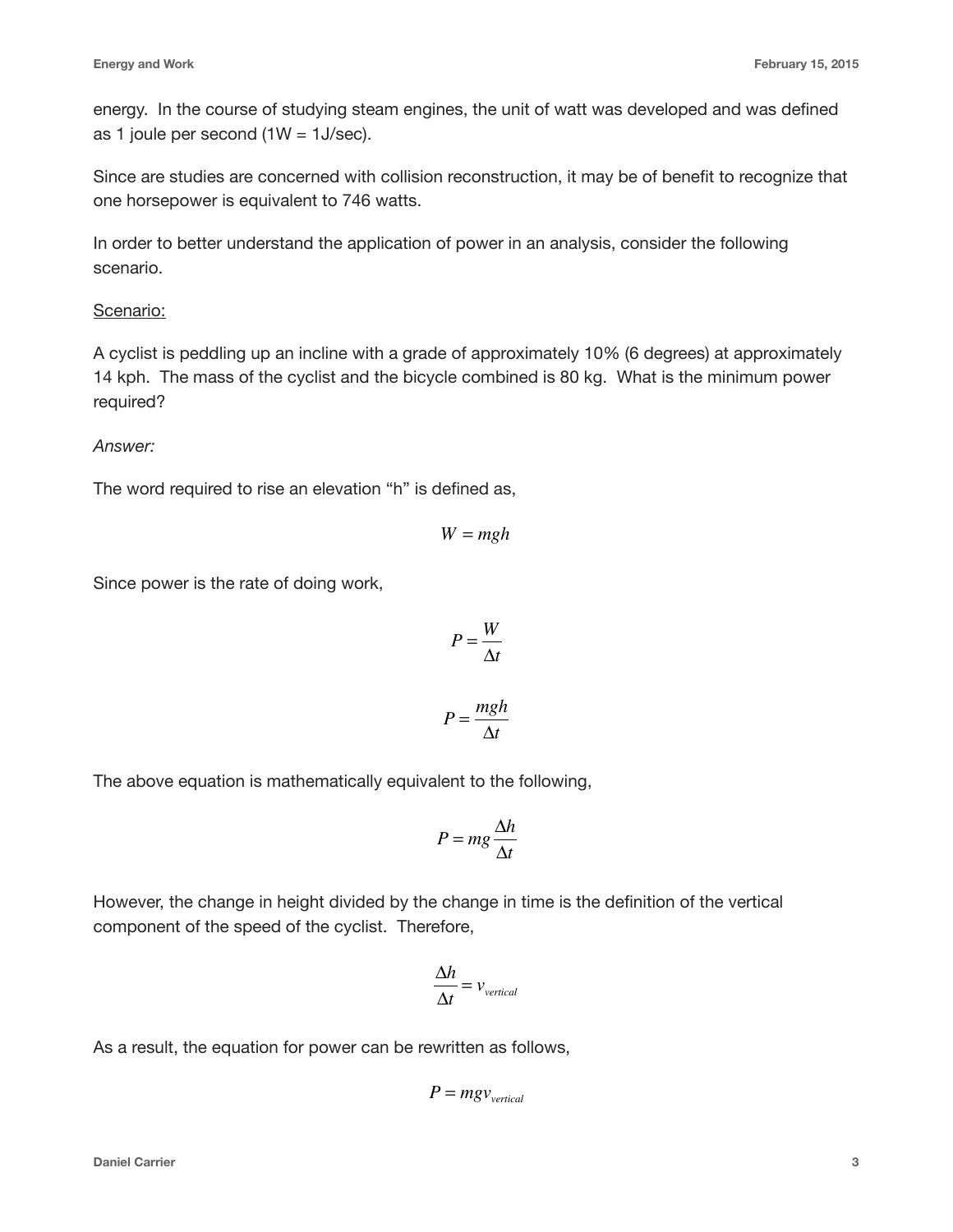energy. In the course of studying steam engines, the unit of watt was developed and was defined as 1 joule per second (1W = 1J/sec).

Since are studies are concerned with collision reconstruction, it may be of benefit to recognize that one horsepower is equivalent to 746 watts.

In order to better understand the application of power in an analysis, consider the following scenario.

Scenario:

A cyclist is peddling up an incline with a grade of approximately 10% (6 degrees) at approximately 14 kph. The mass of the cyclist and the bicycle combined is 80 kg. What is the minimum power required?

*Answer:*

The word required to rise an elevation "h" is defined as,

$$W = mgh$$

Since power is the rate of doing work,

$$P = \frac{W}{\Delta t}$$

$$P = \frac{mgh}{\Delta t}$$

The above equation is mathematically equivalent to the following,

$$P = mg\frac{\Delta h}{\Delta t}$$

However, the change in height divided by the change in time is the definition of the vertical component of the speed of the cyclist. Therefore,

$$\frac{\Delta h}{\Delta t} = v_{vertical}$$

As a result, the equation for power can be rewritten as follows,

$$P = mgv_{vertical}$$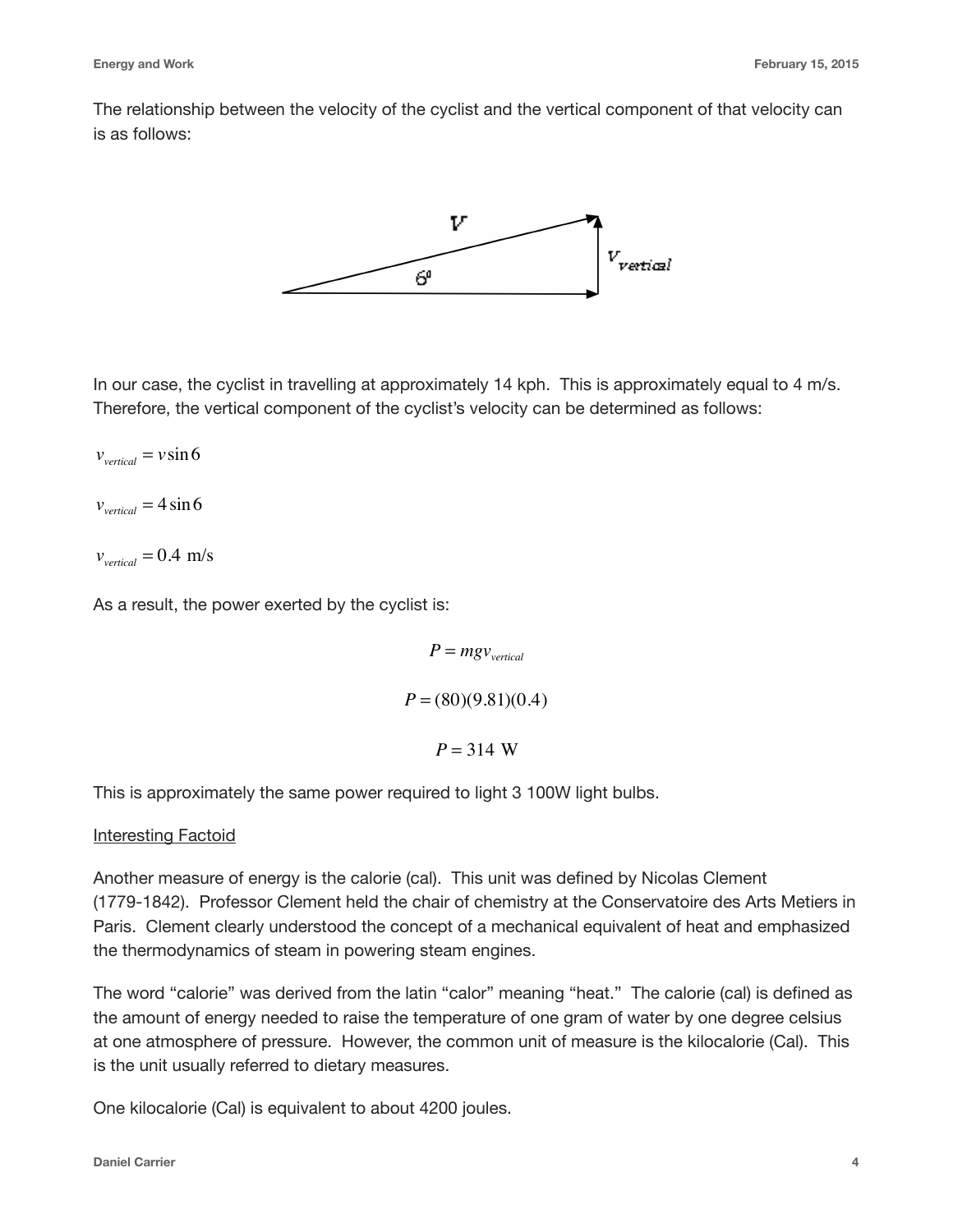The relationship between the velocity of the cyclist and the vertical component of that velocity can is as follows:

In our case, the cyclist in travelling at approximately 14 kph. This is approximately equal to 4 m/s. Therefore, the vertical component of the cyclist's velocity can be determined as follows:

$$v_{vertical} = v \sin 6$$

$$v_{vertical} = 4 \sin 6$$

$$v_{vertical} = 0.4 \text{ m/s}$$

As a result, the power exerted by the cyclist is:

$$P = mgv_{vertical}$$

$$P = (80)(9.81)(0.4)$$

$$P = 314 \text{ W}$$

This is approximately the same power required to light 3 100W light bulbs.

Interesting Factoid

Another measure of energy is the calorie (cal). This unit was defined by Nicolas Clement (1779-1842). Professor Clement held the chair of chemistry at the Conservatoire des Arts Metiers in Paris. Clement clearly understood the concept of a mechanical equivalent of heat and emphasized the thermodynamics of steam in powering steam engines.

The word "calorie" was derived from the latin "calor" meaning "heat." The calorie (cal) is defined as the amount of energy needed to raise the temperature of one gram of water by one degree celsius at one atmosphere of pressure. However, the common unit of measure is the kilocalorie (Cal). This is the unit usually referred to dietary measures.

One kilocalorie (Cal) is equivalent to about 4200 joules.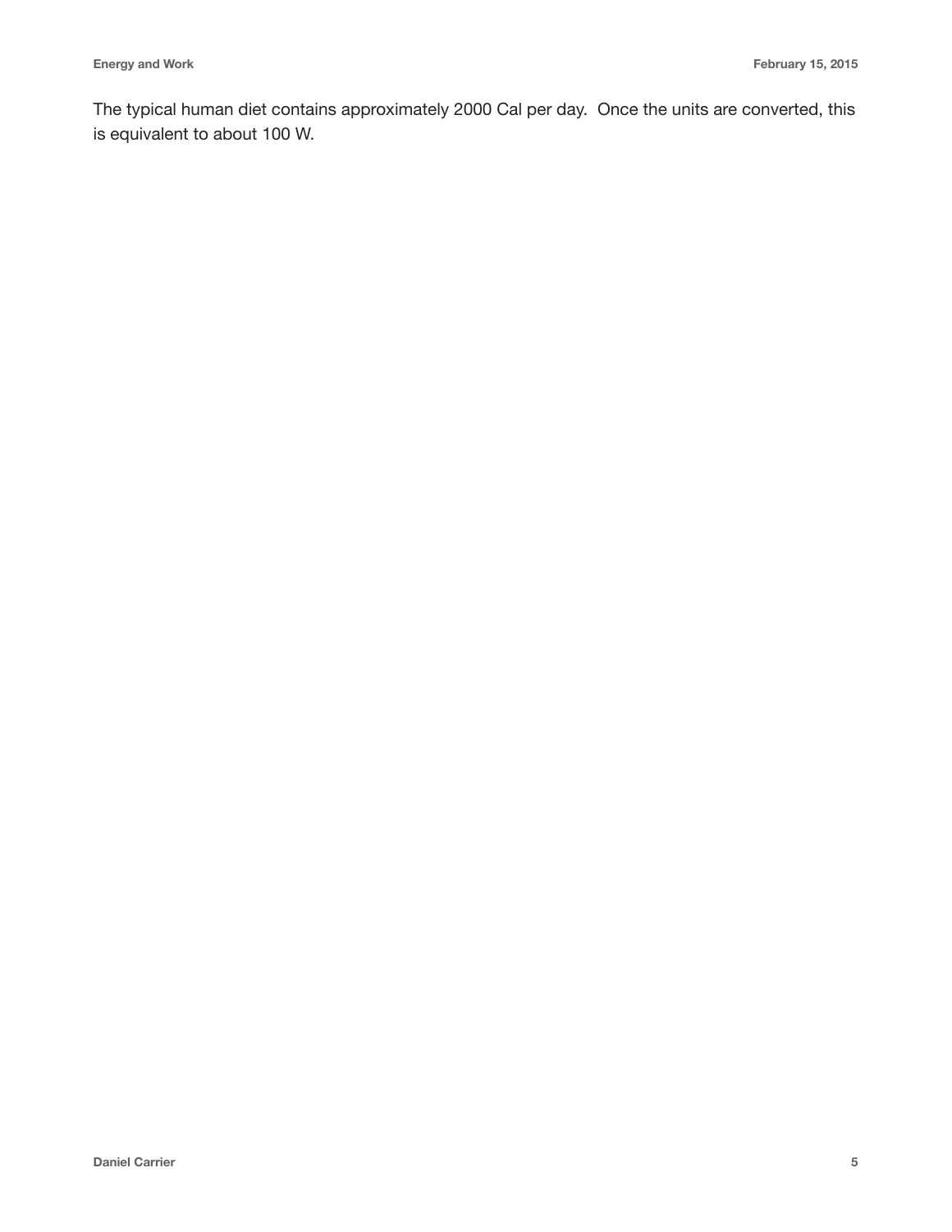The typical human diet contains approximately 2000 Cal per day. Once the units are converted, this is equivalent to about 100 W.